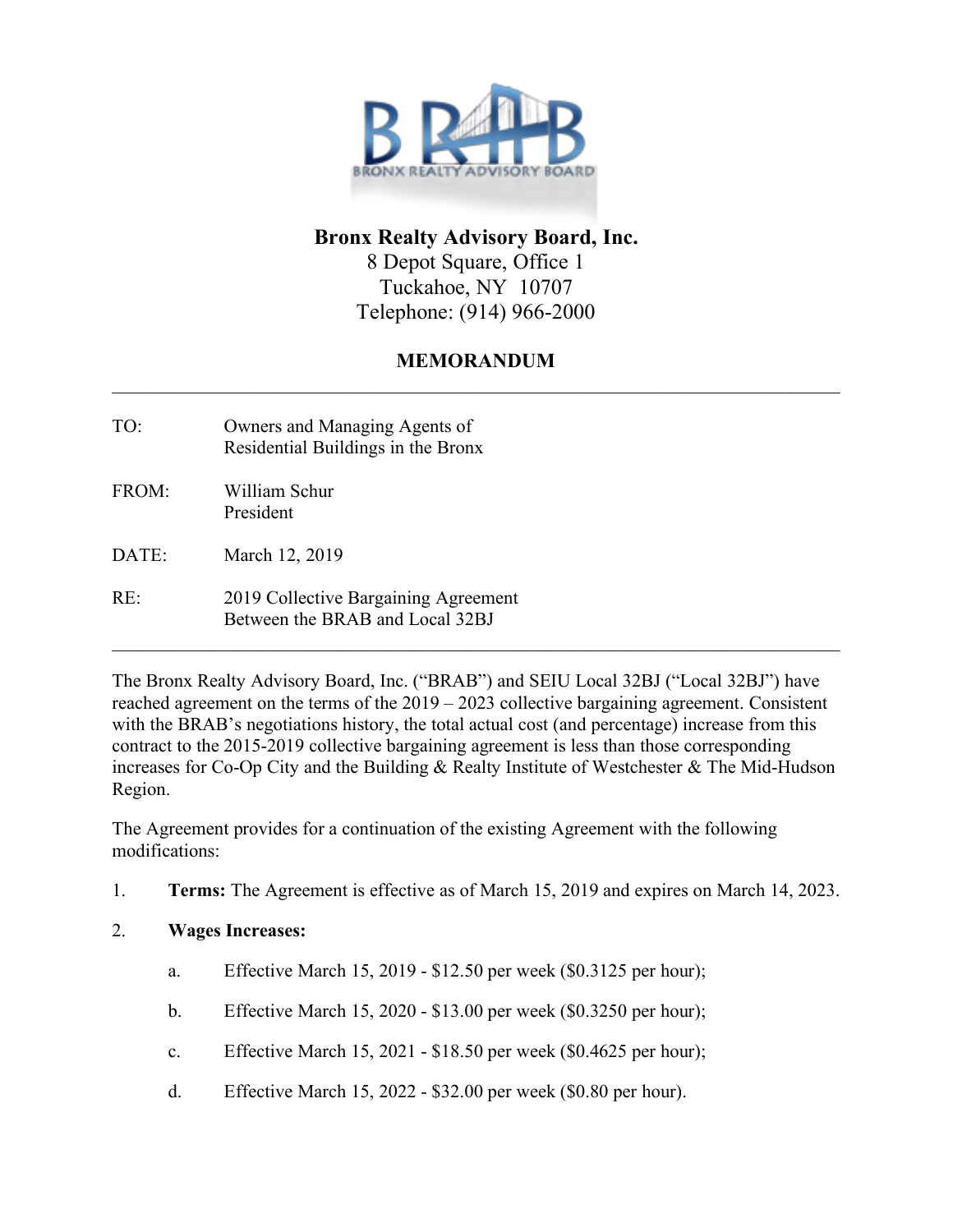**Bronx Realty Advisory Board, Inc.**
8 Depot Square, Office 1
Tuckahoe, NY 10707
Telephone: (914) 966-2000

## MEMORANDUM

---

| | |
|---|---|
| TO: | Owners and Managing Agents of Residential Buildings in the Bronx |
| FROM: | William Schur<br>President |
| DATE: | March 12, 2019 |
| RE: | 2019 Collective Bargaining Agreement Between the BRAB and Local 32BJ |

---

The Bronx Realty Advisory Board, Inc. ("BRAB") and SEIU Local 32BJ ("Local 32BJ") have reached agreement on the terms of the 2019 – 2023 collective bargaining agreement. Consistent with the BRAB's negotiations history, the total actual cost (and percentage) increase from this contract to the 2015-2019 collective bargaining agreement is less than those corresponding increases for Co-Op City and the Building & Realty Institute of Westchester & The Mid-Hudson Region.

The Agreement provides for a continuation of the existing Agreement with the following modifications:

1. **Terms:** The Agreement is effective as of March 15, 2019 and expires on March 14, 2023.

2. **Wages Increases:**

   a. Effective March 15, 2019 - $12.50 per week ($0.3125 per hour);

   b. Effective March 15, 2020 - $13.00 per week ($0.3250 per hour);

   c. Effective March 15, 2021 - $18.50 per week ($0.4625 per hour);

   d. Effective March 15, 2022 - $32.00 per week ($0.80 per hour).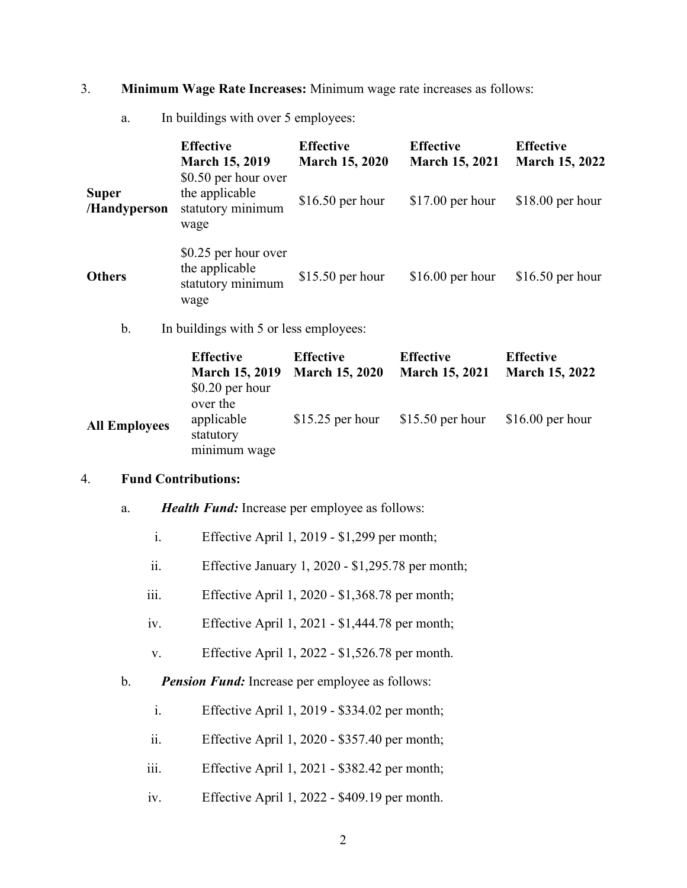3. **Minimum Wage Rate Increases:** Minimum wage rate increases as follows:

   a. In buildings with over 5 employees:

| | Effective March 15, 2019 | Effective March 15, 2020 | Effective March 15, 2021 | Effective March 15, 2022 |
|---|---|---|---|---|
| **Super /Handyperson** | $0.50 per hour over the applicable statutory minimum wage | $16.50 per hour | $17.00 per hour | $18.00 per hour |
| **Others** | $0.25 per hour over the applicable statutory minimum wage | $15.50 per hour | $16.00 per hour | $16.50 per hour |

   b. In buildings with 5 or less employees:

| | Effective March 15, 2019 | Effective March 15, 2020 | Effective March 15, 2021 | Effective March 15, 2022 |
|---|---|---|---|---|
| **All Employees** | $0.20 per hour over the applicable statutory minimum wage | $15.25 per hour | $15.50 per hour | $16.00 per hour |

4. **Fund Contributions:**

   a. ***Health Fund:*** Increase per employee as follows:

      i. Effective April 1, 2019 - $1,299 per month;

      ii. Effective January 1, 2020 - $1,295.78 per month;

      iii. Effective April 1, 2020 - $1,368.78 per month;

      iv. Effective April 1, 2021 - $1,444.78 per month;

      v. Effective April 1, 2022 - $1,526.78 per month.

   b. ***Pension Fund:*** Increase per employee as follows:

      i. Effective April 1, 2019 - $334.02 per month;

      ii. Effective April 1, 2020 - $357.40 per month;

      iii. Effective April 1, 2021 - $382.42 per month;

      iv. Effective April 1, 2022 - $409.19 per month.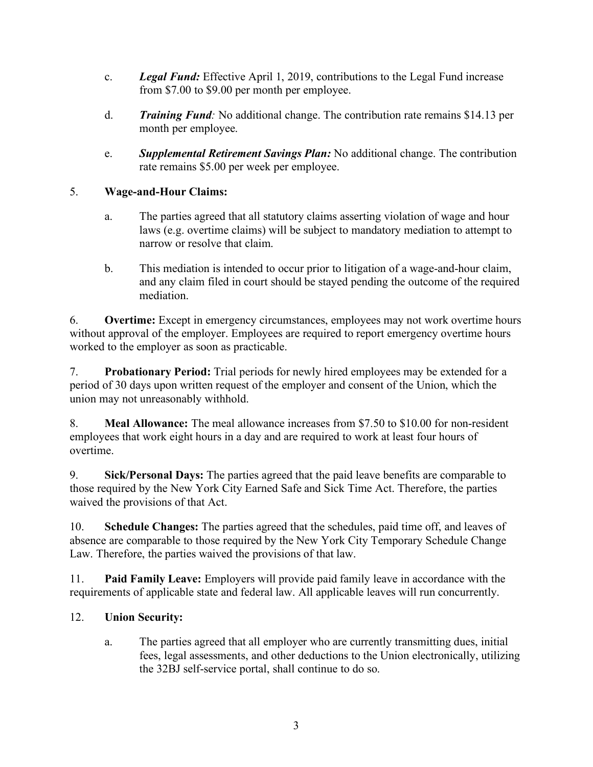c. ***Legal Fund:*** Effective April 1, 2019, contributions to the Legal Fund increase from $7.00 to $9.00 per month per employee.

d. ***Training Fund:*** No additional change. The contribution rate remains $14.13 per month per employee.

e. ***Supplemental Retirement Savings Plan:*** No additional change. The contribution rate remains $5.00 per week per employee.

5. **Wage-and-Hour Claims:**

   a. The parties agreed that all statutory claims asserting violation of wage and hour laws (e.g. overtime claims) will be subject to mandatory mediation to attempt to narrow or resolve that claim.

   b. This mediation is intended to occur prior to litigation of a wage-and-hour claim, and any claim filed in court should be stayed pending the outcome of the required mediation.

6. **Overtime:** Except in emergency circumstances, employees may not work overtime hours without approval of the employer. Employees are required to report emergency overtime hours worked to the employer as soon as practicable.

7. **Probationary Period:** Trial periods for newly hired employees may be extended for a period of 30 days upon written request of the employer and consent of the Union, which the union may not unreasonably withhold.

8. **Meal Allowance:** The meal allowance increases from $7.50 to $10.00 for non-resident employees that work eight hours in a day and are required to work at least four hours of overtime.

9. **Sick/Personal Days:** The parties agreed that the paid leave benefits are comparable to those required by the New York City Earned Safe and Sick Time Act. Therefore, the parties waived the provisions of that Act.

10. **Schedule Changes:** The parties agreed that the schedules, paid time off, and leaves of absence are comparable to those required by the New York City Temporary Schedule Change Law. Therefore, the parties waived the provisions of that law.

11. **Paid Family Leave:** Employers will provide paid family leave in accordance with the requirements of applicable state and federal law. All applicable leaves will run concurrently.

12. **Union Security:**

    a. The parties agreed that all employer who are currently transmitting dues, initial fees, legal assessments, and other deductions to the Union electronically, utilizing the 32BJ self-service portal, shall continue to do so.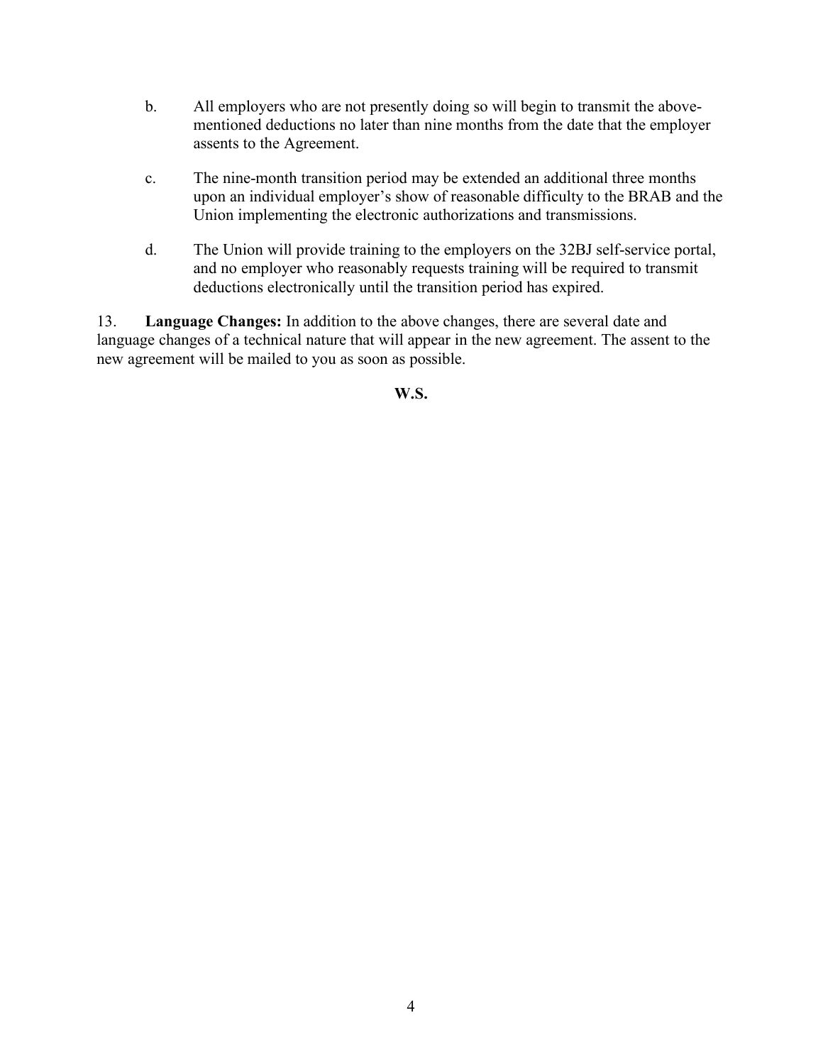b. All employers who are not presently doing so will begin to transmit the above-mentioned deductions no later than nine months from the date that the employer assents to the Agreement.

c. The nine-month transition period may be extended an additional three months upon an individual employer's show of reasonable difficulty to the BRAB and the Union implementing the electronic authorizations and transmissions.

d. The Union will provide training to the employers on the 32BJ self-service portal, and no employer who reasonably requests training will be required to transmit deductions electronically until the transition period has expired.

13. **Language Changes:** In addition to the above changes, there are several date and language changes of a technical nature that will appear in the new agreement. The assent to the new agreement will be mailed to you as soon as possible.

**W.S.**